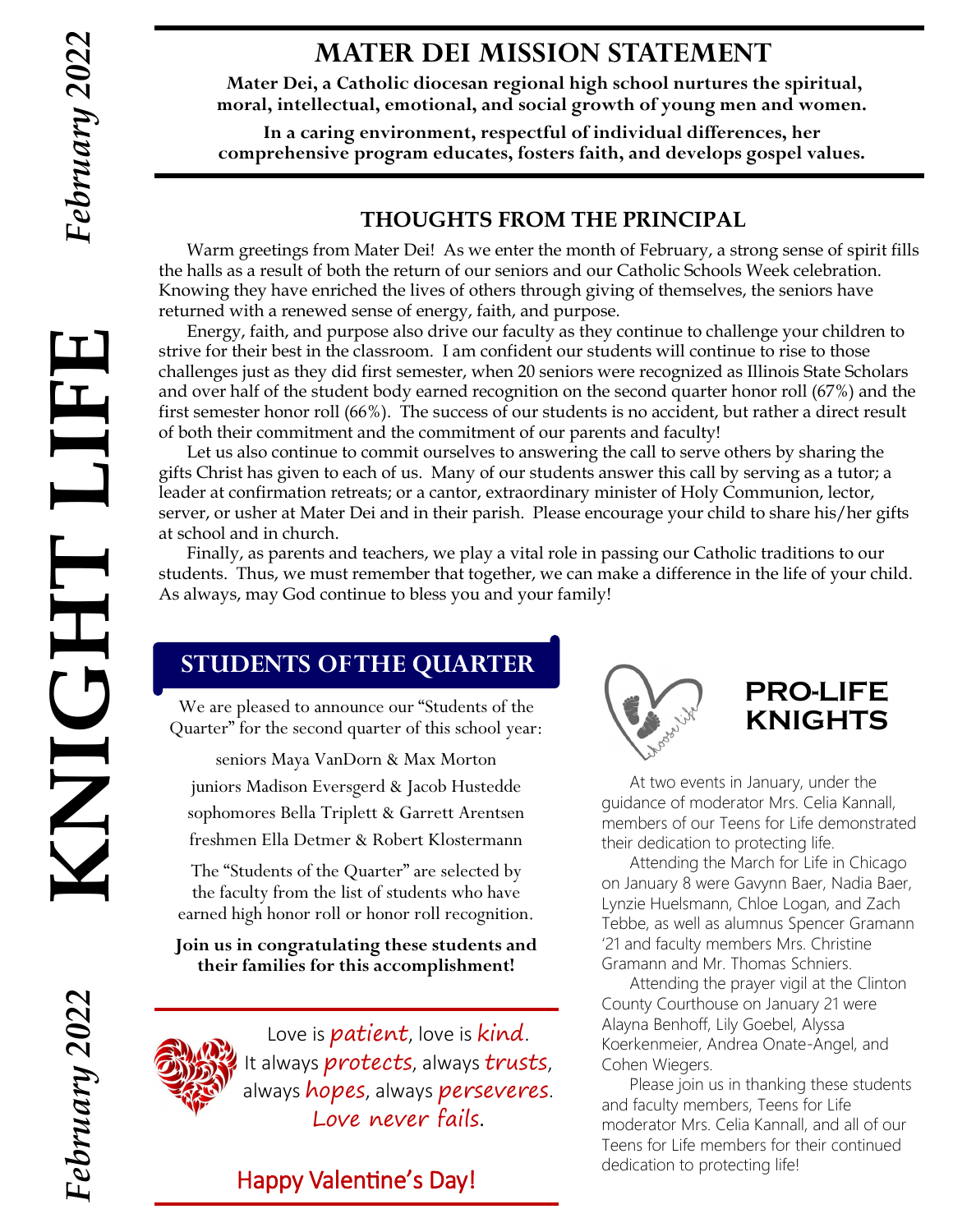# MATER DEI MISSION STATEMENT

**Mater Dei, a Catholic diocesan regional high school nurtures the spiritual, moral, intellectual, emotional, and social growth of young men and women.**

**In a caring environment, respectful of individual differences, her comprehensive program educates, fosters faith, and develops gospel values.**

## THOUGHTS FROM THE PRINCIPAL

Warm greetings from Mater Dei! As we enter the month of February, a strong sense of spirit fills the halls as a result of both the return of our seniors and our Catholic Schools Week celebration. Knowing they have enriched the lives of others through giving of themselves, the seniors have returned with a renewed sense of energy, faith, and purpose.

Energy, faith, and purpose also drive our faculty as they continue to challenge your children to strive for their best in the classroom. I am confident our students will continue to rise to those challenges just as they did first semester, when 20 seniors were recognized as Illinois State Scholars and over half of the student body earned recognition on the second quarter honor roll (67%) and the first semester honor roll (66%). The success of our students is no accident, but rather a direct result of both their commitment and the commitment of our parents and faculty!

Let us also continue to commit ourselves to answering the call to serve others by sharing the gifts Christ has given to each of us. Many of our students answer this call by serving as a tutor; a leader at confirmation retreats; or a cantor, extraordinary minister of Holy Communion, lector, server, or usher at Mater Dei and in their parish. Please encourage your child to share his/her gifts at school and in church.

Finally, as parents and teachers, we play a vital role in passing our Catholic traditions to our students. Thus, we must remember that together, we can make a difference in the life of your child. As always, may God continue to bless you and your family!

## STUDENTS OF THE QUARTER

We are pleased to announce our "Students of the Quarter" for the second quarter of this school year:

seniors Maya VanDorn & Max Morton
juniors Madison Eversgerd & Jacob Hustedde
sophomores Bella Triplett & Garrett Arentsen
freshmen Ella Detmer & Robert Klostermann

The "Students of the Quarter" are selected by the faculty from the list of students who have earned high honor roll or honor roll recognition.

**Join us in congratulating these students and their families for this accomplishment!**

Love is *patient*, love is *kind*.
It always *protects*, always *trusts*,
always *hopes*, always *perseveres*.
*Love never fails*.

Happy Valentine's Day!

## PRO-LIFE KNIGHTS

At two events in January, under the guidance of moderator Mrs. Celia Kannall, members of our Teens for Life demonstrated their dedication to protecting life.

Attending the March for Life in Chicago on January 8 were Gavynn Baer, Nadia Baer, Lynzie Huelsmann, Chloe Logan, and Zach Tebbe, as well as alumnus Spencer Gramann '21 and faculty members Mrs. Christine Gramann and Mr. Thomas Schniers.

Attending the prayer vigil at the Clinton County Courthouse on January 21 were Alayna Benhoff, Lily Goebel, Alyssa Koerkenmeier, Andrea Onate-Angel, and Cohen Wiegers.

Please join us in thanking these students and faculty members, Teens for Life moderator Mrs. Celia Kannall, and all of our Teens for Life members for their continued dedication to protecting life!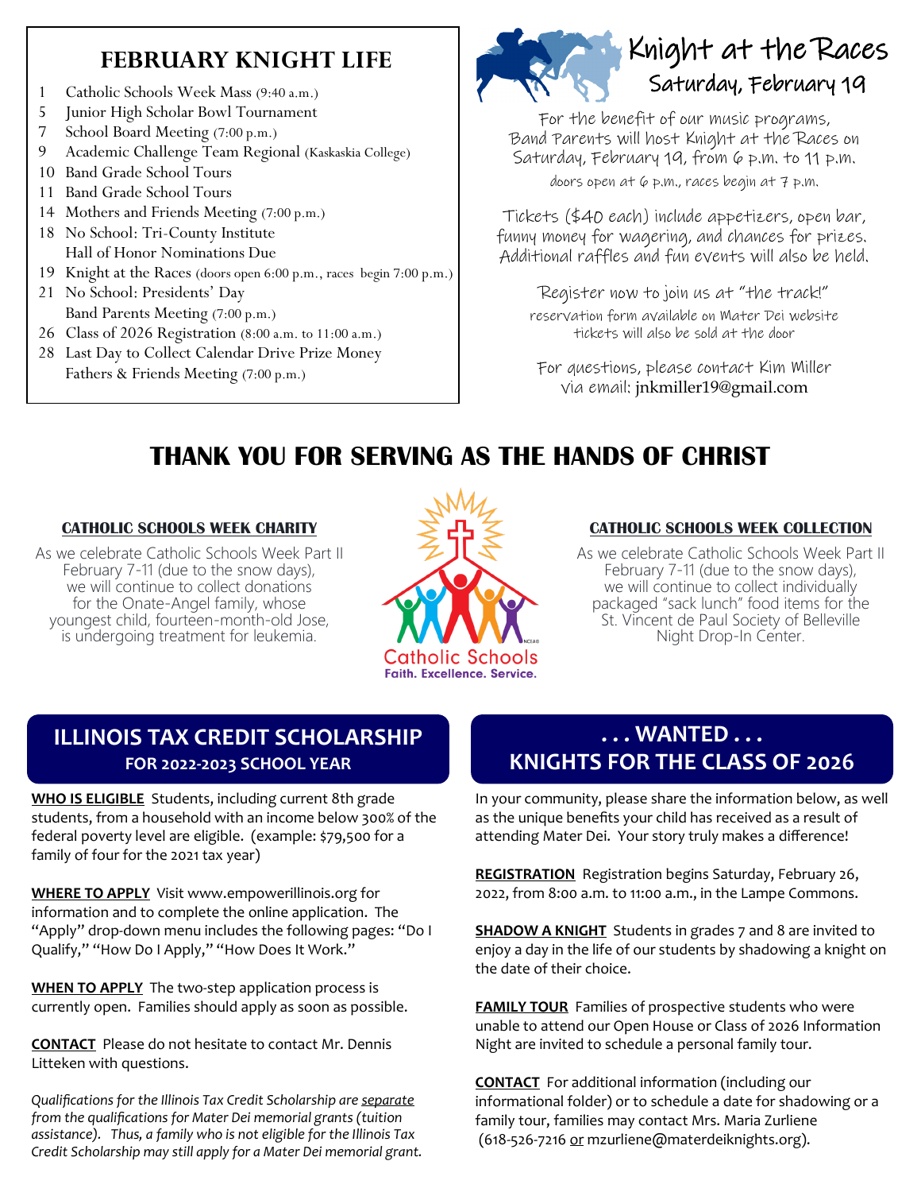## FEBRUARY KNIGHT LIFE

1 Catholic Schools Week Mass (9:40 a.m.)
5 Junior High Scholar Bowl Tournament
7 School Board Meeting (7:00 p.m.)
9 Academic Challenge Team Regional (Kaskaskia College)
10 Band Grade School Tours
11 Band Grade School Tours
14 Mothers and Friends Meeting (7:00 p.m.)
18 No School: Tri-County Institute
Hall of Honor Nominations Due
19 Knight at the Races (doors open 6:00 p.m., races begin 7:00 p.m.)
21 No School: Presidents' Day
Band Parents Meeting (7:00 p.m.)
26 Class of 2026 Registration (8:00 a.m. to 11:00 a.m.)
28 Last Day to Collect Calendar Drive Prize Money
Fathers & Friends Meeting (7:00 p.m.)

## Knight at the Races
### Saturday, February 19

For the benefit of our music programs, Band Parents will host Knight at the Races on Saturday, February 19, from 6 p.m. to 11 p.m.
doors open at 6 p.m., races begin at 7 p.m.

Tickets ($40 each) include appetizers, open bar, funny money for wagering, and chances for prizes. Additional raffles and fun events will also be held.

Register now to join us at "the track!"
reservation form available on Mater Dei website
tickets will also be sold at the door

For questions, please contact Kim Miller via email: jnkmiller19@gmail.com

# THANK YOU FOR SERVING AS THE HANDS OF CHRIST

**CATHOLIC SCHOOLS WEEK CHARITY**

As we celebrate Catholic Schools Week Part II February 7-11 (due to the snow days), we will continue to collect donations for the Onate-Angel family, whose youngest child, fourteen-month-old Jose, is undergoing treatment for leukemia.

Catholic Schools
Faith. Excellence. Service.

**CATHOLIC SCHOOLS WEEK COLLECTION**

As we celebrate Catholic Schools Week Part II February 7-11 (due to the snow days), we will continue to collect individually packaged "sack lunch" food items for the St. Vincent de Paul Society of Belleville Night Drop-In Center.

## ILLINOIS TAX CREDIT SCHOLARSHIP
### FOR 2022-2023 SCHOOL YEAR

**WHO IS ELIGIBLE** Students, including current 8th grade students, from a household with an income below 300% of the federal poverty level are eligible. (example: $79,500 for a family of four for the 2021 tax year)

**WHERE TO APPLY** Visit www.empowerillinois.org for information and to complete the online application. The "Apply" drop-down menu includes the following pages: "Do I Qualify," "How Do I Apply," "How Does It Work."

**WHEN TO APPLY** The two-step application process is currently open. Families should apply as soon as possible.

**CONTACT** Please do not hesitate to contact Mr. Dennis Litteken with questions.

*Qualifications for the Illinois Tax Credit Scholarship are separate from the qualifications for Mater Dei memorial grants (tuition assistance). Thus, a family who is not eligible for the Illinois Tax Credit Scholarship may still apply for a Mater Dei memorial grant.*

## . . . WANTED . . .
## KNIGHTS FOR THE CLASS OF 2026

In your community, please share the information below, as well as the unique benefits your child has received as a result of attending Mater Dei. Your story truly makes a difference!

**REGISTRATION** Registration begins Saturday, February 26, 2022, from 8:00 a.m. to 11:00 a.m., in the Lampe Commons.

**SHADOW A KNIGHT** Students in grades 7 and 8 are invited to enjoy a day in the life of our students by shadowing a knight on the date of their choice.

**FAMILY TOUR** Families of prospective students who were unable to attend our Open House or Class of 2026 Information Night are invited to schedule a personal family tour.

**CONTACT** For additional information (including our informational folder) or to schedule a date for shadowing or a family tour, families may contact Mrs. Maria Zurliene (618-526-7216 or mzurliene@materdeiknights.org).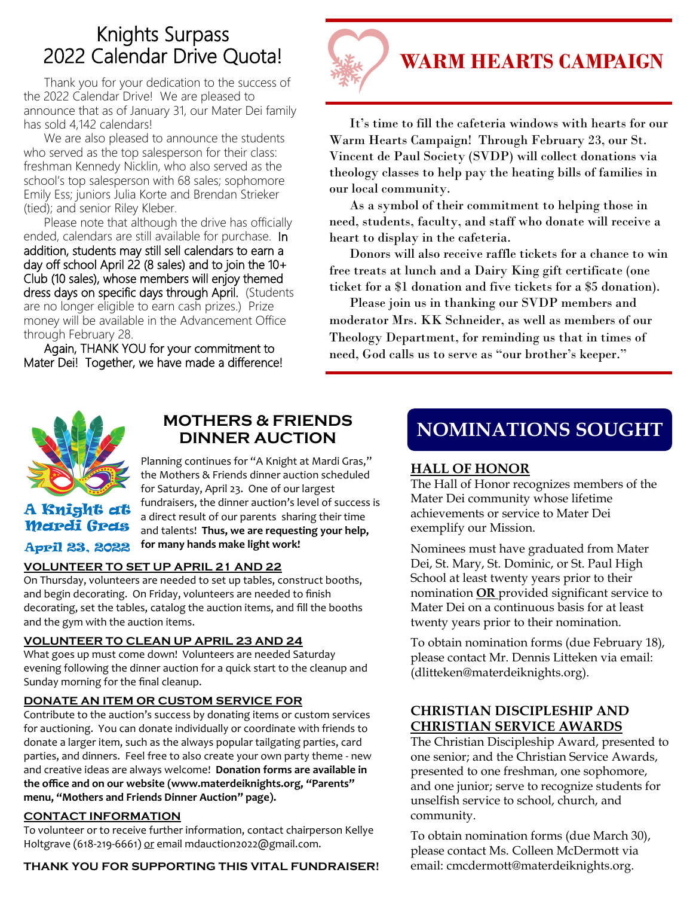# Knights Surpass 2022 Calendar Drive Quota!

Thank you for your dedication to the success of the 2022 Calendar Drive! We are pleased to announce that as of January 31, our Mater Dei family has sold 4,142 calendars!

We are also pleased to announce the students who served as the top salesperson for their class: freshman Kennedy Nicklin, who also served as the school's top salesperson with 68 sales; sophomore Emily Ess; juniors Julia Korte and Brendan Strieker (tied); and senior Riley Kleber.

Please note that although the drive has officially ended, calendars are still available for purchase. In addition, students may still sell calendars to earn a day off school April 22 (8 sales) and to join the 10+ Club (10 sales), whose members will enjoy themed dress days on specific days through April. (Students are no longer eligible to earn cash prizes.) Prize money will be available in the Advancement Office through February 28.

Again, THANK YOU for your commitment to Mater Dei! Together, we have made a difference!

# WARM HEARTS CAMPAIGN

It's time to fill the cafeteria windows with hearts for our Warm Hearts Campaign! Through February 23, our St. Vincent de Paul Society (SVDP) will collect donations via theology classes to help pay the heating bills of families in our local community.

As a symbol of their commitment to helping those in need, students, faculty, and staff who donate will receive a heart to display in the cafeteria.

Donors will also receive raffle tickets for a chance to win free treats at lunch and a Dairy King gift certificate (one ticket for a $1 donation and five tickets for a $5 donation).

Please join us in thanking our SVDP members and moderator Mrs. KK Schneider, as well as members of our Theology Department, for reminding us that in times of need, God calls us to serve as "our brother's keeper."

# MOTHERS & FRIENDS DINNER AUCTION

**A Knight at Mardi Gras**
**April 23, 2022**

Planning continues for "A Knight at Mardi Gras," the Mothers & Friends dinner auction scheduled for Saturday, April 23. One of our largest fundraisers, the dinner auction's level of success is a direct result of our parents sharing their time and talents! **Thus, we are requesting your help, for many hands make light work!**

### VOLUNTEER TO SET UP APRIL 21 AND 22

On Thursday, volunteers are needed to set up tables, construct booths, and begin decorating. On Friday, volunteers are needed to finish decorating, set the tables, catalog the auction items, and fill the booths and the gym with the auction items.

### VOLUNTEER TO CLEAN UP APRIL 23 AND 24

What goes up must come down! Volunteers are needed Saturday evening following the dinner auction for a quick start to the cleanup and Sunday morning for the final cleanup.

### DONATE AN ITEM OR CUSTOM SERVICE FOR

Contribute to the auction's success by donating items or custom services for auctioning. You can donate individually or coordinate with friends to donate a larger item, such as the always popular tailgating parties, card parties, and dinners. Feel free to also create your own party theme - new and creative ideas are always welcome! **Donation forms are available in the office and on our website (www.materdeiknights.org, "Parents" menu, "Mothers and Friends Dinner Auction" page).**

### CONTACT INFORMATION

To volunteer or to receive further information, contact chairperson Kellye Holtgrave (618-219-6661) or email mdauction2022@gmail.com.

**THANK YOU FOR SUPPORTING THIS VITAL FUNDRAISER!**

# NOMINATIONS SOUGHT

### HALL OF HONOR

The Hall of Honor recognizes members of the Mater Dei community whose lifetime achievements or service to Mater Dei exemplify our Mission.

Nominees must have graduated from Mater Dei, St. Mary, St. Dominic, or St. Paul High School at least twenty years prior to their nomination **OR** provided significant service to Mater Dei on a continuous basis for at least twenty years prior to their nomination.

To obtain nomination forms (due February 18), please contact Mr. Dennis Litteken via email: (dlitteken@materdeiknights.org).

### CHRISTIAN DISCIPLESHIP AND CHRISTIAN SERVICE AWARDS

The Christian Discipleship Award, presented to one senior; and the Christian Service Awards, presented to one freshman, one sophomore, and one junior; serve to recognize students for unselfish service to school, church, and community.

To obtain nomination forms (due March 30), please contact Ms. Colleen McDermott via email: cmcdermott@materdeiknights.org.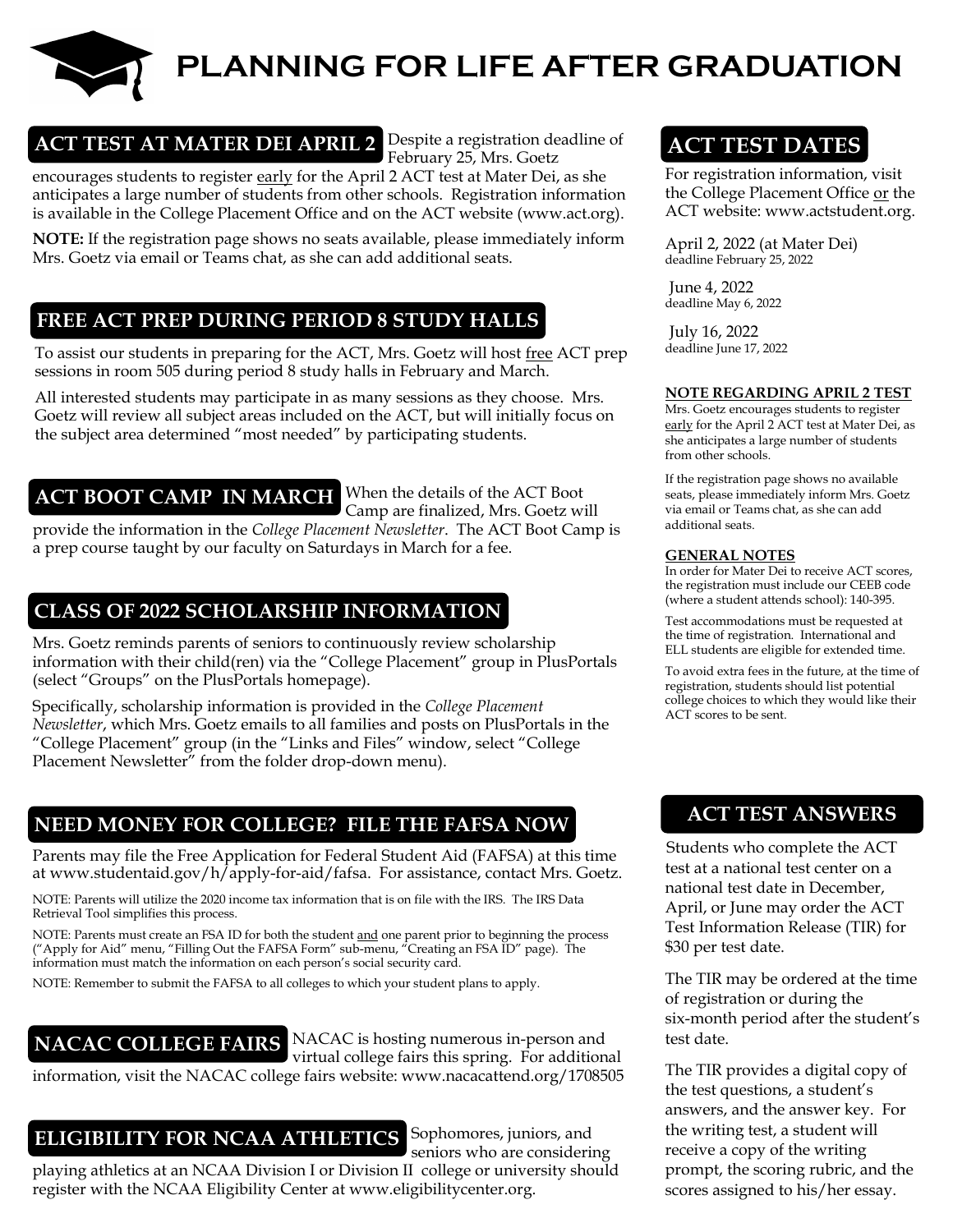# PLANNING FOR LIFE AFTER GRADUATION

## ACT TEST AT MATER DEI APRIL 2

Despite a registration deadline of February 25, Mrs. Goetz encourages students to register early for the April 2 ACT test at Mater Dei, as she anticipates a large number of students from other schools. Registration information is available in the College Placement Office and on the ACT website (www.act.org).

**NOTE:** If the registration page shows no seats available, please immediately inform Mrs. Goetz via email or Teams chat, as she can add additional seats.

## FREE ACT PREP DURING PERIOD 8 STUDY HALLS

To assist our students in preparing for the ACT, Mrs. Goetz will host free ACT prep sessions in room 505 during period 8 study halls in February and March.

All interested students may participate in as many sessions as they choose. Mrs. Goetz will review all subject areas included on the ACT, but will initially focus on the subject area determined "most needed" by participating students.

## ACT BOOT CAMP IN MARCH

When the details of the ACT Boot Camp are finalized, Mrs. Goetz will provide the information in the *College Placement Newsletter*. The ACT Boot Camp is a prep course taught by our faculty on Saturdays in March for a fee.

## CLASS OF 2022 SCHOLARSHIP INFORMATION

Mrs. Goetz reminds parents of seniors to continuously review scholarship information with their child(ren) via the "College Placement" group in PlusPortals (select "Groups" on the PlusPortals homepage).

Specifically, scholarship information is provided in the *College Placement Newsletter*, which Mrs. Goetz emails to all families and posts on PlusPortals in the "College Placement" group (in the "Links and Files" window, select "College Placement Newsletter" from the folder drop-down menu).

## NEED MONEY FOR COLLEGE? FILE THE FAFSA NOW

Parents may file the Free Application for Federal Student Aid (FAFSA) at this time at www.studentaid.gov/h/apply-for-aid/fafsa. For assistance, contact Mrs. Goetz.

NOTE: Parents will utilize the 2020 income tax information that is on file with the IRS. The IRS Data Retrieval Tool simplifies this process.

NOTE: Parents must create an FSA ID for both the student and one parent prior to beginning the process ("Apply for Aid" menu, "Filling Out the FAFSA Form" sub-menu, "Creating an FSA ID" page). The information must match the information on each person's social security card.

NOTE: Remember to submit the FAFSA to all colleges to which your student plans to apply.

## NACAC COLLEGE FAIRS

NACAC is hosting numerous in-person and virtual college fairs this spring. For additional information, visit the NACAC college fairs website: www.nacacattend.org/1708505

## ELIGIBILITY FOR NCAA ATHLETICS

Sophomores, juniors, and seniors who are considering playing athletics at an NCAA Division I or Division II college or university should register with the NCAA Eligibility Center at www.eligibilitycenter.org.

## ACT TEST DATES

For registration information, visit the College Placement Office or the ACT website: www.actstudent.org.

April 2, 2022 (at Mater Dei)
deadline February 25, 2022

June 4, 2022
deadline May 6, 2022

July 16, 2022
deadline June 17, 2022

### NOTE REGARDING APRIL 2 TEST

Mrs. Goetz encourages students to register early for the April 2 ACT test at Mater Dei, as she anticipates a large number of students from other schools.

If the registration page shows no available seats, please immediately inform Mrs. Goetz via email or Teams chat, as she can add additional seats.

### GENERAL NOTES

In order for Mater Dei to receive ACT scores, the registration must include our CEEB code (where a student attends school): 140-395.

Test accommodations must be requested at the time of registration. International and ELL students are eligible for extended time.

To avoid extra fees in the future, at the time of registration, students should list potential college choices to which they would like their ACT scores to be sent.

## ACT TEST ANSWERS

Students who complete the ACT test at a national test center on a national test date in December, April, or June may order the ACT Test Information Release (TIR) for $30 per test date.

The TIR may be ordered at the time of registration or during the six-month period after the student's test date.

The TIR provides a digital copy of the test questions, a student's answers, and the answer key. For the writing test, a student will receive a copy of the writing prompt, the scoring rubric, and the scores assigned to his/her essay.